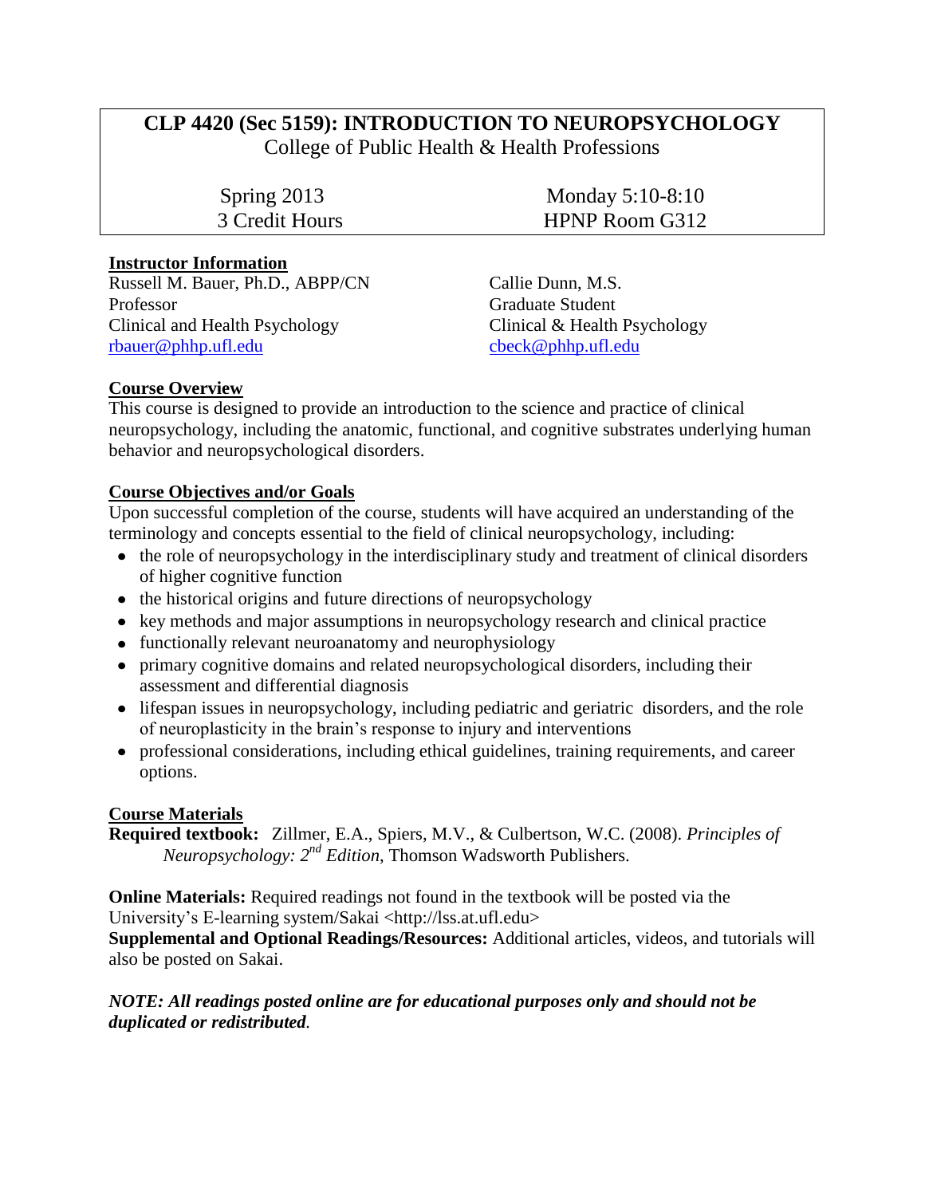# CLP 4420 (Sec 5159): INTRODUCTION TO NEUROPSYCHOLOGY

College of Public Health & Health Professions

Spring 2013
3 Credit Hours

Monday 5:10-8:10
HPNP Room G312

## Instructor Information

Russell M. Bauer, Ph.D., ABPP/CN
Professor
Clinical and Health Psychology
rbauer@phhp.ufl.edu

Callie Dunn, M.S.
Graduate Student
Clinical & Health Psychology
cbeck@phhp.ufl.edu

## Course Overview

This course is designed to provide an introduction to the science and practice of clinical neuropsychology, including the anatomic, functional, and cognitive substrates underlying human behavior and neuropsychological disorders.

## Course Objectives and/or Goals

Upon successful completion of the course, students will have acquired an understanding of the terminology and concepts essential to the field of clinical neuropsychology, including:

- the role of neuropsychology in the interdisciplinary study and treatment of clinical disorders of higher cognitive function
- the historical origins and future directions of neuropsychology
- key methods and major assumptions in neuropsychology research and clinical practice
- functionally relevant neuroanatomy and neurophysiology
- primary cognitive domains and related neuropsychological disorders, including their assessment and differential diagnosis
- lifespan issues in neuropsychology, including pediatric and geriatric disorders, and the role of neuroplasticity in the brain's response to injury and interventions
- professional considerations, including ethical guidelines, training requirements, and career options.

## Course Materials

**Required textbook:** Zillmer, E.A., Spiers, M.V., & Culbertson, W.C. (2008). *Principles of Neuropsychology: 2nd Edition*, Thomson Wadsworth Publishers.

**Online Materials:** Required readings not found in the textbook will be posted via the University's E-learning system/Sakai <http://lss.at.ufl.edu>

**Supplemental and Optional Readings/Resources:** Additional articles, videos, and tutorials will also be posted on Sakai.

***NOTE: All readings posted online are for educational purposes only and should not be duplicated or redistributed.***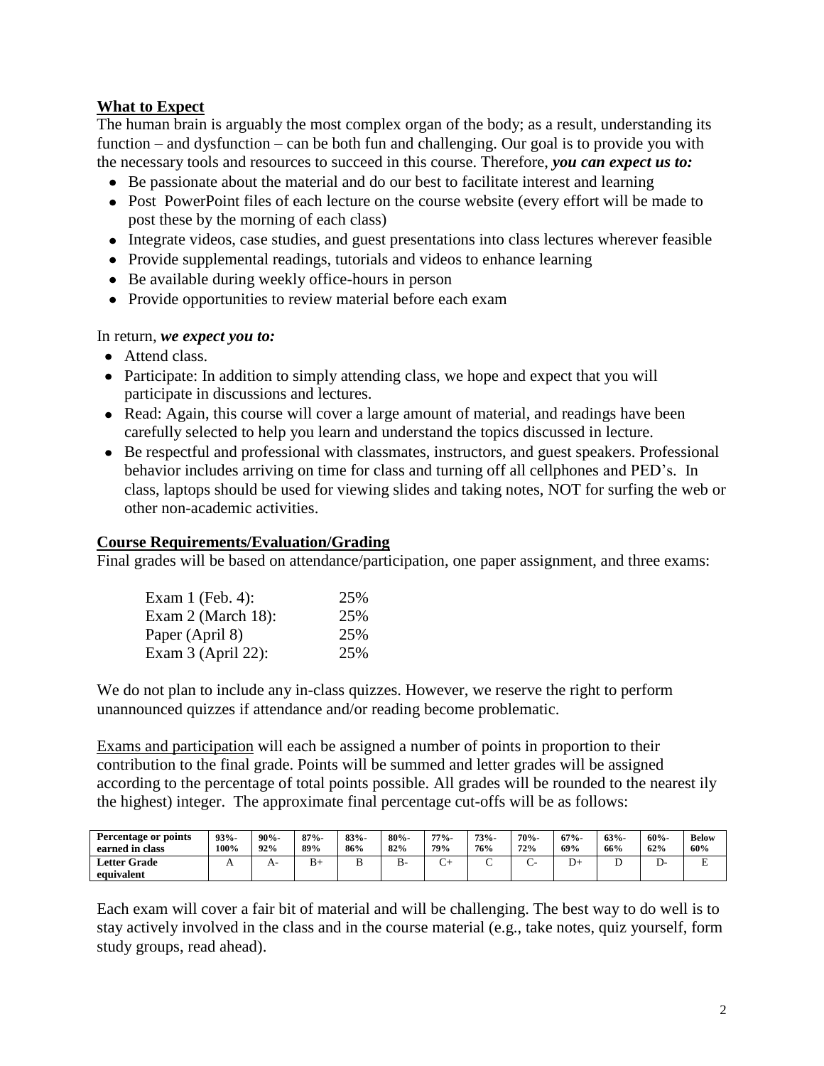## What to Expect

The human brain is arguably the most complex organ of the body; as a result, understanding its function – and dysfunction – can be both fun and challenging. Our goal is to provide you with the necessary tools and resources to succeed in this course. Therefore, ***you can expect us to:***

- Be passionate about the material and do our best to facilitate interest and learning
- Post PowerPoint files of each lecture on the course website (every effort will be made to post these by the morning of each class)
- Integrate videos, case studies, and guest presentations into class lectures wherever feasible
- Provide supplemental readings, tutorials and videos to enhance learning
- Be available during weekly office-hours in person
- Provide opportunities to review material before each exam

In return, ***we expect you to:***

- Attend class.
- Participate: In addition to simply attending class, we hope and expect that you will participate in discussions and lectures.
- Read: Again, this course will cover a large amount of material, and readings have been carefully selected to help you learn and understand the topics discussed in lecture.
- Be respectful and professional with classmates, instructors, and guest speakers. Professional behavior includes arriving on time for class and turning off all cellphones and PED's. In class, laptops should be used for viewing slides and taking notes, NOT for surfing the web or other non-academic activities.

## Course Requirements/Evaluation/Grading

Final grades will be based on attendance/participation, one paper assignment, and three exams:

| | |
|---|---|
| Exam 1 (Feb. 4): | 25% |
| Exam 2 (March 18): | 25% |
| Paper (April 8) | 25% |
| Exam 3 (April 22): | 25% |

We do not plan to include any in-class quizzes. However, we reserve the right to perform unannounced quizzes if attendance and/or reading become problematic.

Exams and participation will each be assigned a number of points in proportion to their contribution to the final grade. Points will be summed and letter grades will be assigned according to the percentage of total points possible. All grades will be rounded to the nearest ily the highest) integer. The approximate final percentage cut-offs will be as follows:

| Percentage or points earned in class | 93%-100% | 90%-92% | 87%-89% | 83%-86% | 80%-82% | 77%-79% | 73%-76% | 70%-72% | 67%-69% | 63%-66% | 60%-62% | Below 60% |
|---|---|---|---|---|---|---|---|---|---|---|---|---|
| Letter Grade equivalent | A | A- | B+ | B | B- | C+ | C | C- | D+ | D | D- | E |

Each exam will cover a fair bit of material and will be challenging. The best way to do well is to stay actively involved in the class and in the course material (e.g., take notes, quiz yourself, form study groups, read ahead).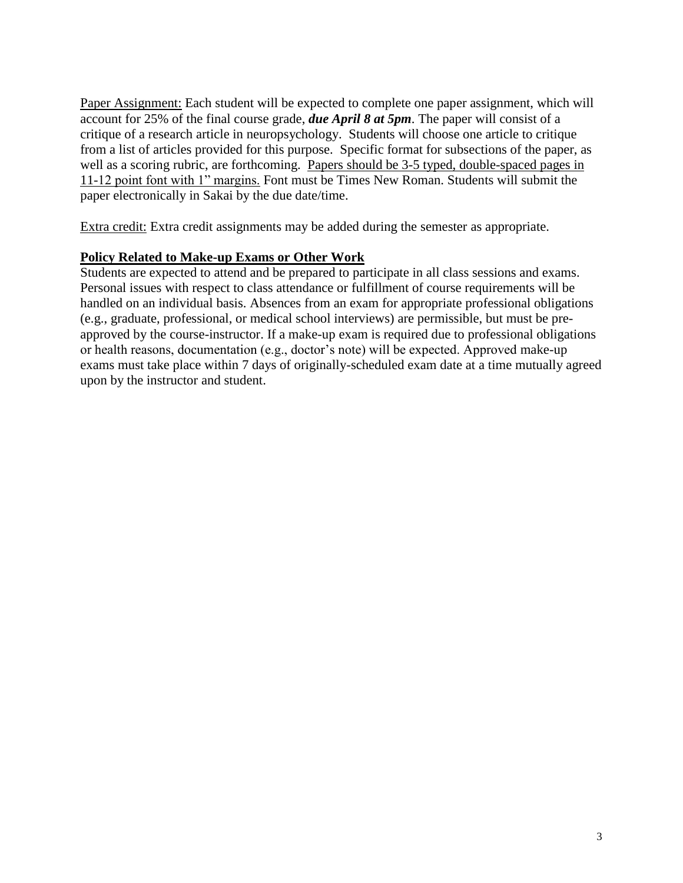<u>Paper Assignment:</u> Each student will be expected to complete one paper assignment, which will account for 25% of the final course grade, ***due April 8 at 5pm***. The paper will consist of a critique of a research article in neuropsychology. Students will choose one article to critique from a list of articles provided for this purpose. Specific format for subsections of the paper, as well as a scoring rubric, are forthcoming. <u>Papers should be 3-5 typed, double-spaced pages in 11-12 point font with 1" margins.</u> Font must be Times New Roman. Students will submit the paper electronically in Sakai by the due date/time.

<u>Extra credit:</u> Extra credit assignments may be added during the semester as appropriate.

**<u>Policy Related to Make-up Exams or Other Work</u>**

Students are expected to attend and be prepared to participate in all class sessions and exams. Personal issues with respect to class attendance or fulfillment of course requirements will be handled on an individual basis. Absences from an exam for appropriate professional obligations (e.g., graduate, professional, or medical school interviews) are permissible, but must be pre-approved by the course-instructor. If a make-up exam is required due to professional obligations or health reasons, documentation (e.g., doctor's note) will be expected. Approved make-up exams must take place within 7 days of originally-scheduled exam date at a time mutually agreed upon by the instructor and student.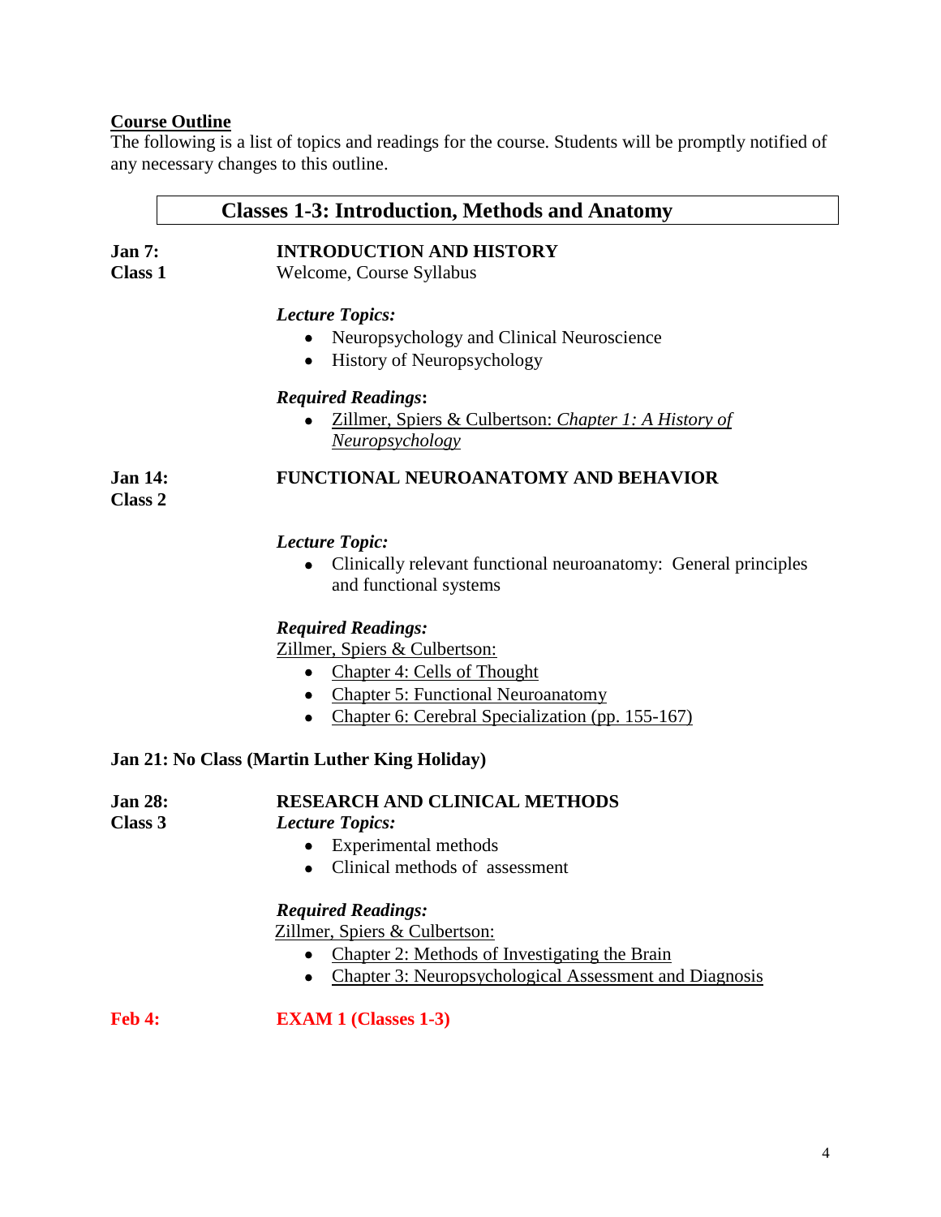## Course Outline

The following is a list of topics and readings for the course. Students will be promptly notified of any necessary changes to this outline.

### Classes 1-3: Introduction, Methods and Anatomy

**Jan 7:**
**Class 1**

**INTRODUCTION AND HISTORY**
Welcome, Course Syllabus

***Lecture Topics:***

- Neuropsychology and Clinical Neuroscience
- History of Neuropsychology

***Required Readings*:**

- Zillmer, Spiers & Culbertson: *Chapter 1: A History of Neuropsychology*

**Jan 14:**
**Class 2**

**FUNCTIONAL NEUROANATOMY AND BEHAVIOR**

***Lecture Topic:***

- Clinically relevant functional neuroanatomy: General principles and functional systems

***Required Readings:***

Zillmer, Spiers & Culbertson:

- Chapter 4: Cells of Thought
- Chapter 5: Functional Neuroanatomy
- Chapter 6: Cerebral Specialization (pp. 155-167)

**Jan 21: No Class (Martin Luther King Holiday)**

**Jan 28:**
**Class 3**

**RESEARCH AND CLINICAL METHODS**

***Lecture Topics:***

- Experimental methods
- Clinical methods of assessment

***Required Readings:***

Zillmer, Spiers & Culbertson:

- Chapter 2: Methods of Investigating the Brain
- Chapter 3: Neuropsychological Assessment and Diagnosis

**Feb 4:** **EXAM 1 (Classes 1-3)**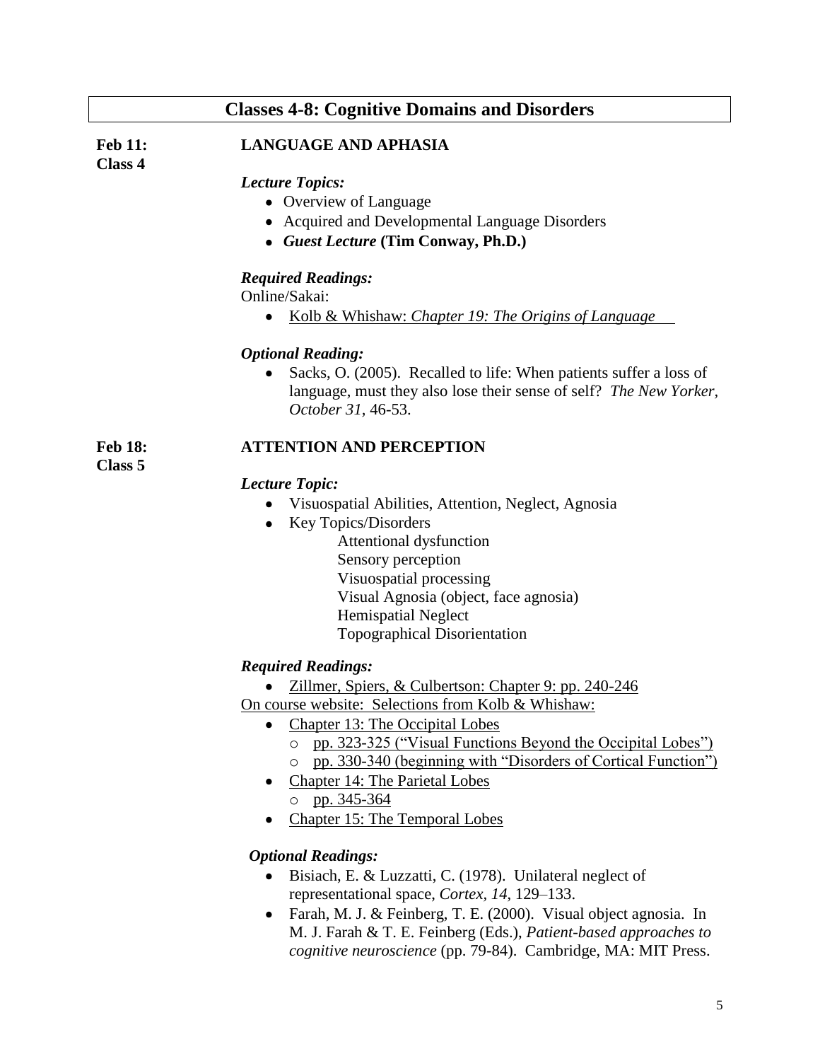## Classes 4-8: Cognitive Domains and Disorders

**Feb 11:**
**Class 4**

**LANGUAGE AND APHASIA**

***Lecture Topics:***

- Overview of Language
- Acquired and Developmental Language Disorders
- ***Guest Lecture*** **(Tim Conway, Ph.D.)**

***Required Readings:***

Online/Sakai:

- Kolb & Whishaw: *Chapter 19: The Origins of Language*

***Optional Reading:***

- Sacks, O. (2005). Recalled to life: When patients suffer a loss of language, must they also lose their sense of self? *The New Yorker, October 31*, 46-53.

**Feb 18:**
**Class 5**

**ATTENTION AND PERCEPTION**

***Lecture Topic:***

- Visuospatial Abilities, Attention, Neglect, Agnosia
- Key Topics/Disorders
  - Attentional dysfunction
  - Sensory perception
  - Visuospatial processing
  - Visual Agnosia (object, face agnosia)
  - Hemispatial Neglect
  - Topographical Disorientation

***Required Readings:***

- Zillmer, Spiers, & Culbertson: Chapter 9: pp. 240-246

On course website: Selections from Kolb & Whishaw:

- Chapter 13: The Occipital Lobes
  - pp. 323-325 ("Visual Functions Beyond the Occipital Lobes")
  - pp. 330-340 (beginning with "Disorders of Cortical Function")
- Chapter 14: The Parietal Lobes
  - pp. 345-364
- Chapter 15: The Temporal Lobes

***Optional Readings:***

- Bisiach, E. & Luzzatti, C. (1978). Unilateral neglect of representational space, *Cortex, 14*, 129–133.
- Farah, M. J. & Feinberg, T. E. (2000). Visual object agnosia. In M. J. Farah & T. E. Feinberg (Eds.), *Patient-based approaches to cognitive neuroscience* (pp. 79-84). Cambridge, MA: MIT Press.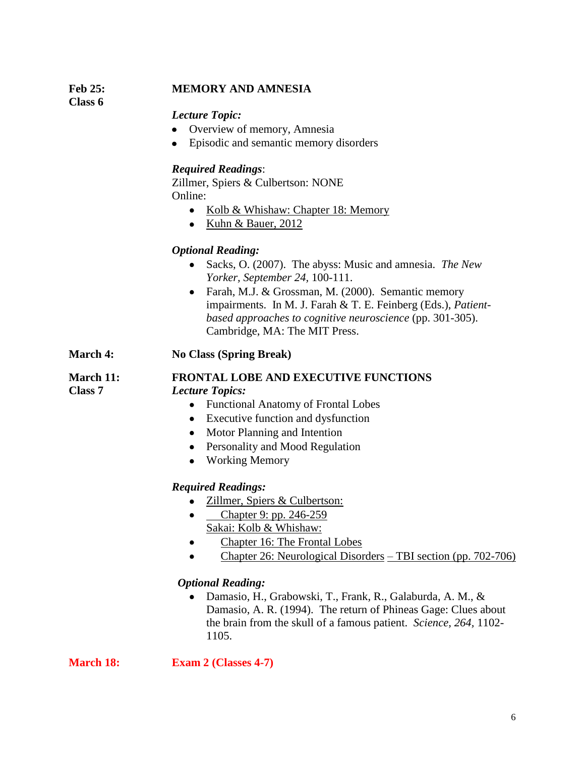**Feb 25: Class 6**

**MEMORY AND AMNESIA**

***Lecture Topic:***

- Overview of memory, Amnesia
- Episodic and semantic memory disorders

***Required Readings***:

Zillmer, Spiers & Culbertson: NONE

Online:

- Kolb & Whishaw: Chapter 18: Memory
- Kuhn & Bauer, 2012

***Optional Reading:***

- Sacks, O. (2007). The abyss: Music and amnesia. *The New Yorker, September 24,* 100-111.
- Farah, M.J. & Grossman, M. (2000). Semantic memory impairments. In M. J. Farah & T. E. Feinberg (Eds.), *Patient-based approaches to cognitive neuroscience* (pp. 301-305). Cambridge, MA: The MIT Press.

**March 4:** **No Class (Spring Break)**

**March 11: Class 7**

**FRONTAL LOBE AND EXECUTIVE FUNCTIONS**

***Lecture Topics:***

- Functional Anatomy of Frontal Lobes
- Executive function and dysfunction
- Motor Planning and Intention
- Personality and Mood Regulation
- Working Memory

***Required Readings:***

- Zillmer, Spiers & Culbertson:
- Chapter 9: pp. 246-259

Sakai: Kolb & Whishaw:

- Chapter 16: The Frontal Lobes
- Chapter 26: Neurological Disorders – TBI section (pp. 702-706)

***Optional Reading:***

- Damasio, H., Grabowski, T., Frank, R., Galaburda, A. M., & Damasio, A. R. (1994). The return of Phineas Gage: Clues about the brain from the skull of a famous patient. *Science, 264*, 1102-1105.

**March 18:** **Exam 2 (Classes 4-7)**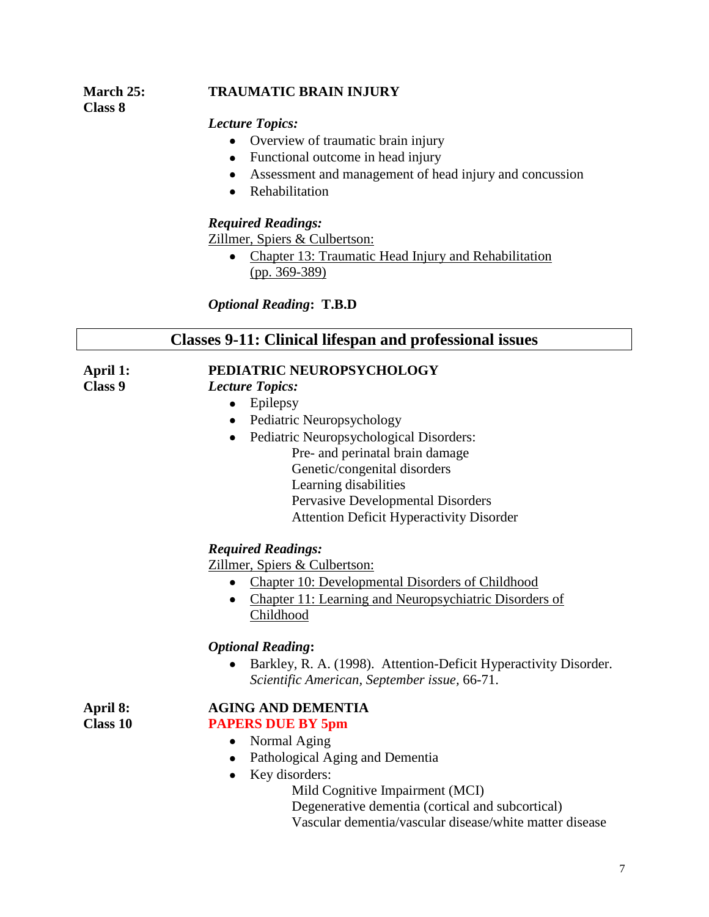**March 25: Class 8**

**TRAUMATIC BRAIN INJURY**

***Lecture Topics:***

- Overview of traumatic brain injury
- Functional outcome in head injury
- Assessment and management of head injury and concussion
- Rehabilitation

***Required Readings:***

Zillmer, Spiers & Culbertson:

- Chapter 13: Traumatic Head Injury and Rehabilitation (pp. 369-389)

***Optional Reading*: T.B.D**

## Classes 9-11: Clinical lifespan and professional issues

**April 1: Class 9**

**PEDIATRIC NEUROPSYCHOLOGY**

***Lecture Topics:***

- Epilepsy
- Pediatric Neuropsychology
- Pediatric Neuropsychological Disorders:
  - Pre- and perinatal brain damage
  - Genetic/congenital disorders
  - Learning disabilities
  - Pervasive Developmental Disorders
  - Attention Deficit Hyperactivity Disorder

***Required Readings:***

Zillmer, Spiers & Culbertson:

- Chapter 10: Developmental Disorders of Childhood
- Chapter 11: Learning and Neuropsychiatric Disorders of Childhood

***Optional Reading*:**

- Barkley, R. A. (1998). Attention-Deficit Hyperactivity Disorder. *Scientific American, September issue,* 66-71.

**April 8: Class 10**

**AGING AND DEMENTIA**

**PAPERS DUE BY 5pm**

- Normal Aging
- Pathological Aging and Dementia
- Key disorders:
  - Mild Cognitive Impairment (MCI)
  - Degenerative dementia (cortical and subcortical)
  - Vascular dementia/vascular disease/white matter disease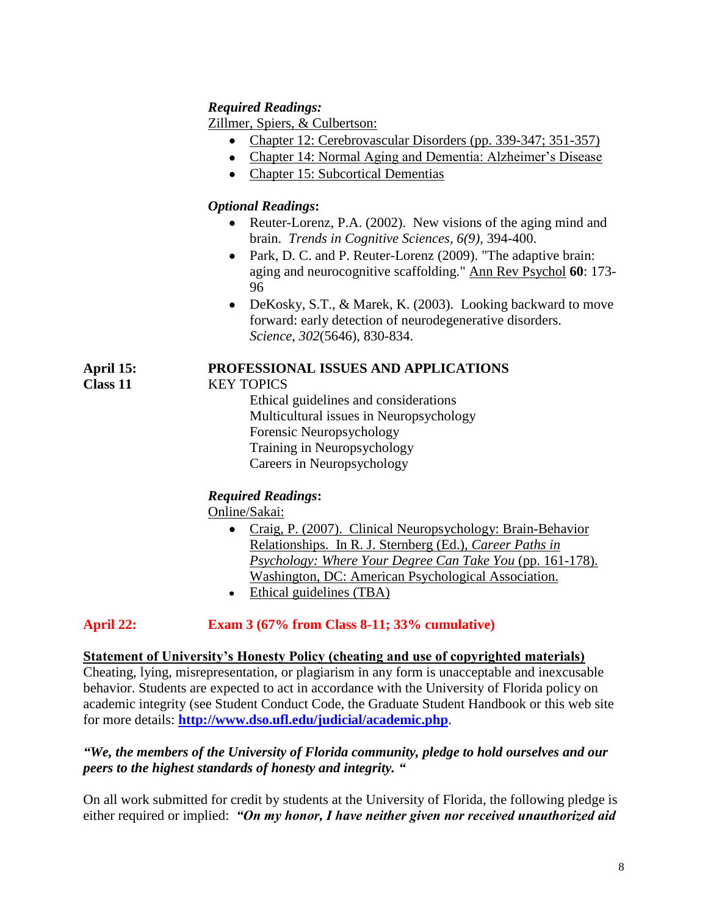***Required Readings:***

Zillmer, Spiers, & Culbertson:

- Chapter 12: Cerebrovascular Disorders (pp. 339-347; 351-357)
- Chapter 14: Normal Aging and Dementia: Alzheimer's Disease
- Chapter 15: Subcortical Dementias

***Optional Readings*:**

- Reuter-Lorenz, P.A. (2002). New visions of the aging mind and brain. *Trends in Cognitive Sciences, 6(9),* 394-400.
- Park, D. C. and P. Reuter-Lorenz (2009). "The adaptive brain: aging and neurocognitive scaffolding." Ann Rev Psychol **60**: 173-96
- DeKosky, S.T., & Marek, K. (2003). Looking backward to move forward: early detection of neurodegenerative disorders. *Science*, *302*(5646), 830-834.

**April 15: Class 11** — **PROFESSIONAL ISSUES AND APPLICATIONS**

KEY TOPICS

- Ethical guidelines and considerations
- Multicultural issues in Neuropsychology
- Forensic Neuropsychology
- Training in Neuropsychology
- Careers in Neuropsychology

***Required Readings*:**

Online/Sakai:

- Craig, P. (2007). Clinical Neuropsychology: Brain-Behavior Relationships. In R. J. Sternberg (Ed.), *Career Paths in Psychology: Where Your Degree Can Take You* (pp. 161-178). Washington, DC: American Psychological Association.
- Ethical guidelines (TBA)

**April 22: Exam 3 (67% from Class 8-11; 33% cumulative)**

**Statement of University's Honesty Policy (cheating and use of copyrighted materials)**

Cheating, lying, misrepresentation, or plagiarism in any form is unacceptable and inexcusable behavior. Students are expected to act in accordance with the University of Florida policy on academic integrity (see Student Conduct Code, the Graduate Student Handbook or this web site for more details: **http://www.dso.ufl.edu/judicial/academic.php**.

***"We, the members of the University of Florida community, pledge to hold ourselves and our peers to the highest standards of honesty and integrity. "***

On all work submitted for credit by students at the University of Florida, the following pledge is either required or implied: ***"On my honor, I have neither given nor received unauthorized aid***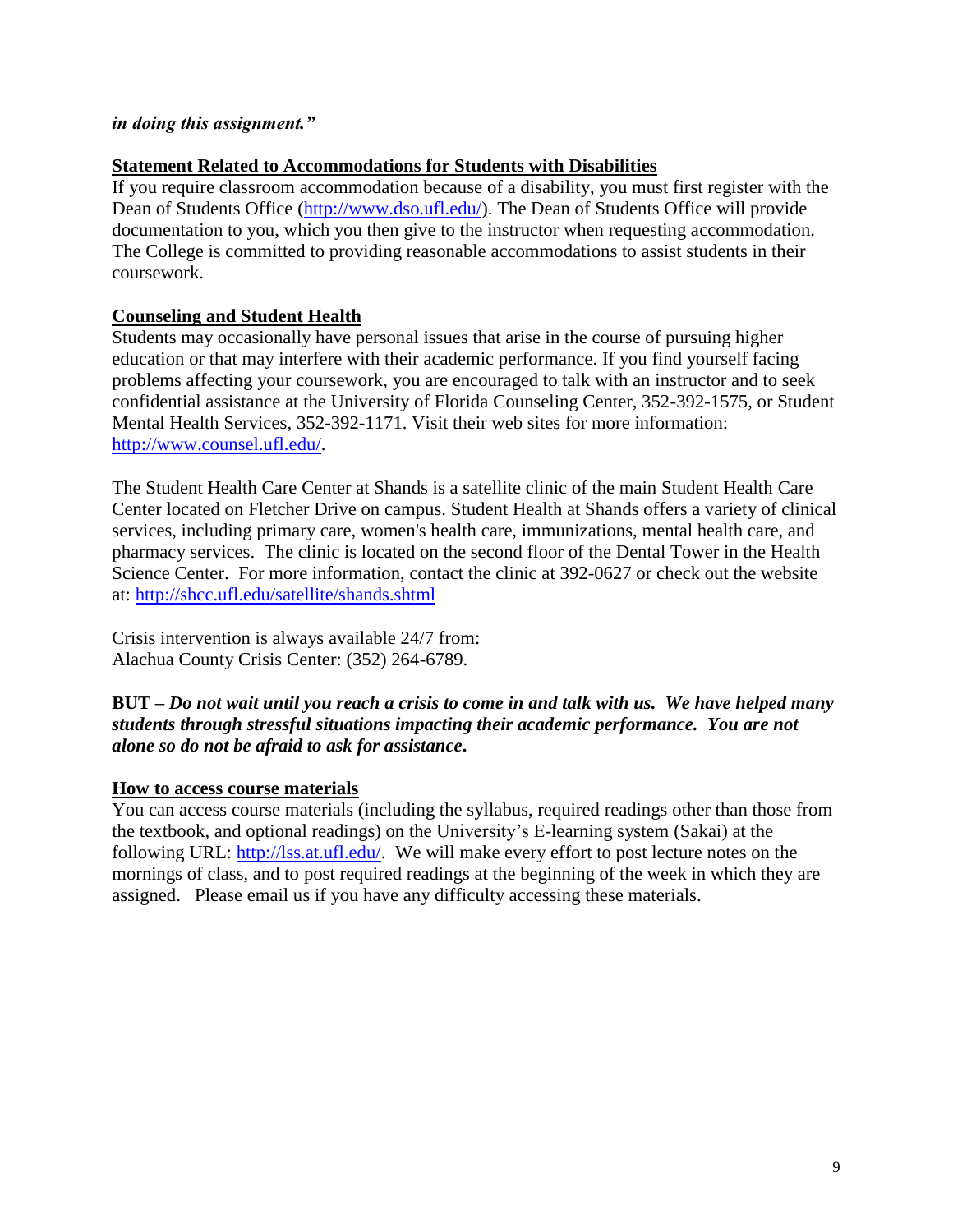***in doing this assignment."***

**Statement Related to Accommodations for Students with Disabilities**

If you require classroom accommodation because of a disability, you must first register with the Dean of Students Office (http://www.dso.ufl.edu/). The Dean of Students Office will provide documentation to you, which you then give to the instructor when requesting accommodation. The College is committed to providing reasonable accommodations to assist students in their coursework.

**Counseling and Student Health**

Students may occasionally have personal issues that arise in the course of pursuing higher education or that may interfere with their academic performance. If you find yourself facing problems affecting your coursework, you are encouraged to talk with an instructor and to seek confidential assistance at the University of Florida Counseling Center, 352-392-1575, or Student Mental Health Services, 352-392-1171. Visit their web sites for more information: http://www.counsel.ufl.edu/.

The Student Health Care Center at Shands is a satellite clinic of the main Student Health Care Center located on Fletcher Drive on campus. Student Health at Shands offers a variety of clinical services, including primary care, women's health care, immunizations, mental health care, and pharmacy services. The clinic is located on the second floor of the Dental Tower in the Health Science Center. For more information, contact the clinic at 392-0627 or check out the website at: http://shcc.ufl.edu/satellite/shands.shtml

Crisis intervention is always available 24/7 from:
Alachua County Crisis Center: (352) 264-6789.

**BUT –** ***Do not wait until you reach a crisis to come in and talk with us. We have helped many students through stressful situations impacting their academic performance. You are not alone so do not be afraid to ask for assistance.***

**How to access course materials**

You can access course materials (including the syllabus, required readings other than those from the textbook, and optional readings) on the University's E-learning system (Sakai) at the following URL: http://lss.at.ufl.edu/. We will make every effort to post lecture notes on the mornings of class, and to post required readings at the beginning of the week in which they are assigned. Please email us if you have any difficulty accessing these materials.